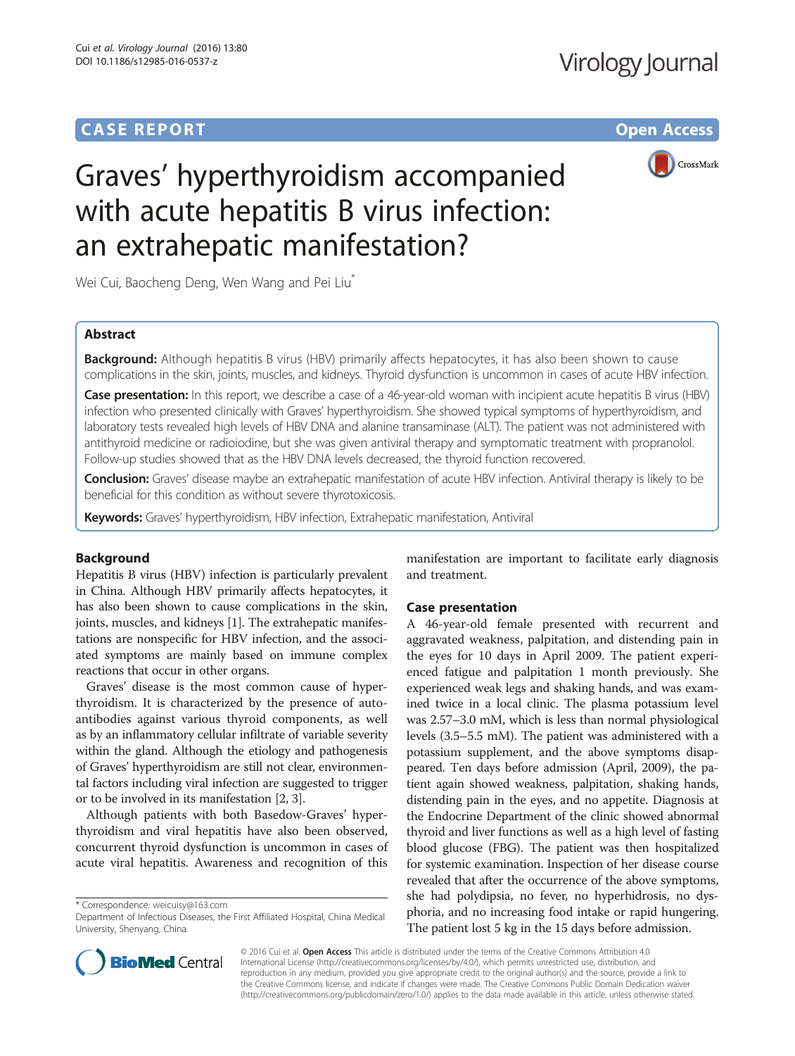CASE REPORT Open Access

# Graves' hyperthyroidism accompanied with acute hepatitis B virus infection: an extrahepatic manifestation?

Wei Cui, Baocheng Deng, Wen Wang and Pei Liu*

## Abstract

**Background:** Although hepatitis B virus (HBV) primarily affects hepatocytes, it has also been shown to cause complications in the skin, joints, muscles, and kidneys. Thyroid dysfunction is uncommon in cases of acute HBV infection.

**Case presentation:** In this report, we describe a case of a 46-year-old woman with incipient acute hepatitis B virus (HBV) infection who presented clinically with Graves' hyperthyroidism. She showed typical symptoms of hyperthyroidism, and laboratory tests revealed high levels of HBV DNA and alanine transaminase (ALT). The patient was not administered with antithyroid medicine or radioiodine, but she was given antiviral therapy and symptomatic treatment with propranolol. Follow-up studies showed that as the HBV DNA levels decreased, the thyroid function recovered.

**Conclusion:** Graves' disease maybe an extrahepatic manifestation of acute HBV infection. Antiviral therapy is likely to be beneficial for this condition as without severe thyrotoxicosis.

**Keywords:** Graves' hyperthyroidism, HBV infection, Extrahepatic manifestation, Antiviral

## Background

Hepatitis B virus (HBV) infection is particularly prevalent in China. Although HBV primarily affects hepatocytes, it has also been shown to cause complications in the skin, joints, muscles, and kidneys [1]. The extrahepatic manifestations are nonspecific for HBV infection, and the associated symptoms are mainly based on immune complex reactions that occur in other organs.

Graves' disease is the most common cause of hyperthyroidism. It is characterized by the presence of autoantibodies against various thyroid components, as well as by an inflammatory cellular infiltrate of variable severity within the gland. Although the etiology and pathogenesis of Graves' hyperthyroidism are still not clear, environmental factors including viral infection are suggested to trigger or to be involved in its manifestation [2, 3].

Although patients with both Basedow-Graves' hyperthyroidism and viral hepatitis have also been observed, concurrent thyroid dysfunction is uncommon in cases of acute viral hepatitis. Awareness and recognition of this manifestation are important to facilitate early diagnosis and treatment.

## Case presentation

A 46-year-old female presented with recurrent and aggravated weakness, palpitation, and distending pain in the eyes for 10 days in April 2009. The patient experienced fatigue and palpitation 1 month previously. She experienced weak legs and shaking hands, and was examined twice in a local clinic. The plasma potassium level was 2.57–3.0 mM, which is less than normal physiological levels (3.5–5.5 mM). The patient was administered with a potassium supplement, and the above symptoms disappeared. Ten days before admission (April, 2009), the patient again showed weakness, palpitation, shaking hands, distending pain in the eyes, and no appetite. Diagnosis at the Endocrine Department of the clinic showed abnormal thyroid and liver functions as well as a high level of fasting blood glucose (FBG). The patient was then hospitalized for systemic examination. Inspection of her disease course revealed that after the occurrence of the above symptoms, she had polydipsia, no fever, no hyperhidrosis, no dysphoria, and no increasing food intake or rapid hungering. The patient lost 5 kg in the 15 days before admission.

* Correspondence: weicuisy@163.com
Department of Infectious Diseases, the First Affiliated Hospital, China Medical University, Shenyang, China

© 2016 Cui et al. **Open Access** This article is distributed under the terms of the Creative Commons Attribution 4.0 International License (http://creativecommons.org/licenses/by/4.0/), which permits unrestricted use, distribution, and reproduction in any medium, provided you give appropriate credit to the original author(s) and the source, provide a link to the Creative Commons license, and indicate if changes were made. The Creative Commons Public Domain Dedication waiver (http://creativecommons.org/publicdomain/zero/1.0/) applies to the data made available in this article, unless otherwise stated.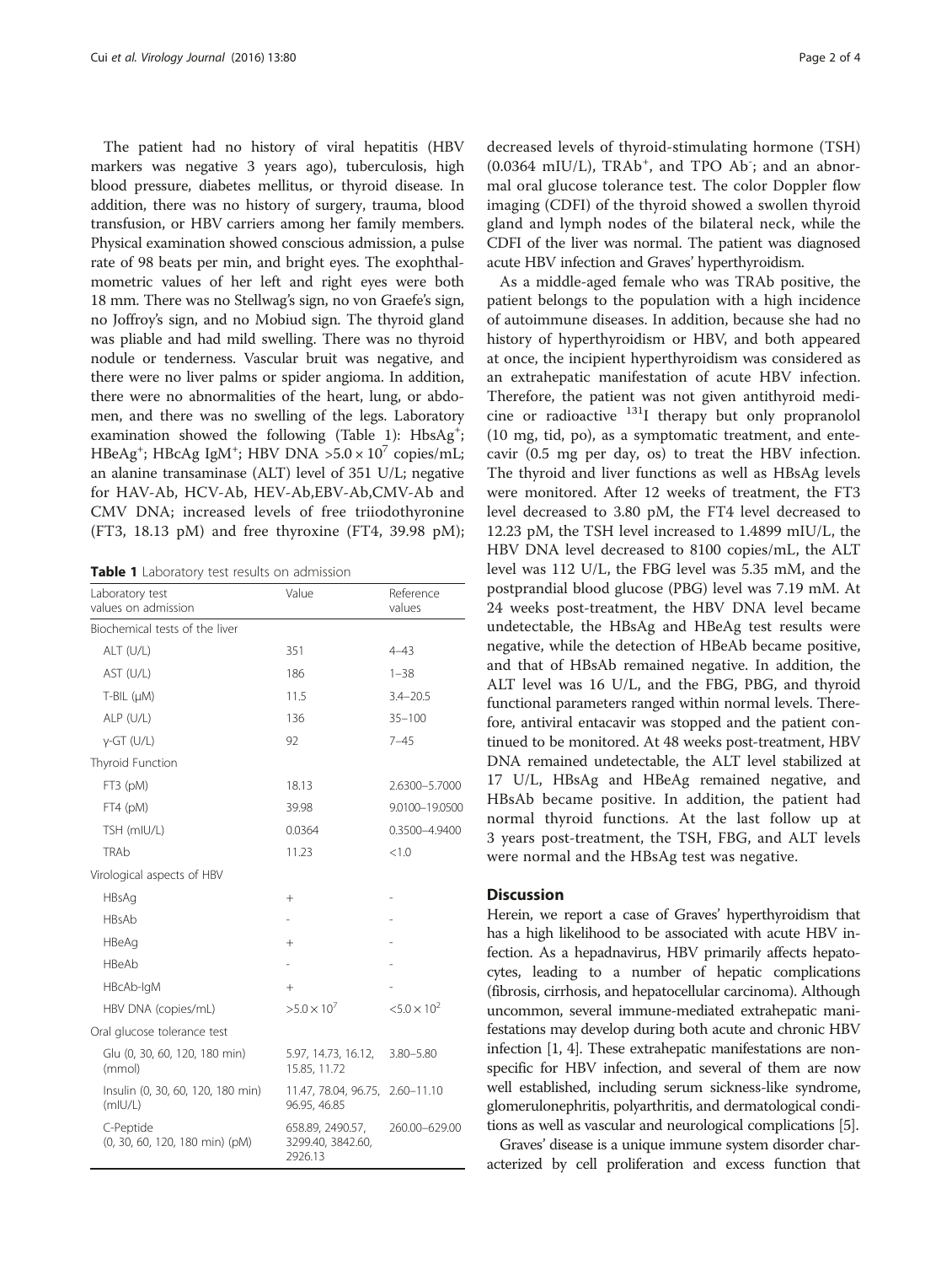The patient had no history of viral hepatitis (HBV markers was negative 3 years ago), tuberculosis, high blood pressure, diabetes mellitus, or thyroid disease. In addition, there was no history of surgery, trauma, blood transfusion, or HBV carriers among her family members. Physical examination showed conscious admission, a pulse rate of 98 beats per min, and bright eyes. The exophthalmometric values of her left and right eyes were both 18 mm. There was no Stellwag's sign, no von Graefe's sign, no Joffroy's sign, and no Mobiud sign. The thyroid gland was pliable and had mild swelling. There was no thyroid nodule or tenderness. Vascular bruit was negative, and there were no liver palms or spider angioma. In addition, there were no abnormalities of the heart, lung, or abdomen, and there was no swelling of the legs. Laboratory examination showed the following (Table 1): HbsAg$^+$; HBeAg$^+$; HBcAg IgM$^+$; HBV DNA $>5.0 \times 10^7$ copies/mL; an alanine transaminase (ALT) level of 351 U/L; negative for HAV-Ab, HCV-Ab, HEV-Ab,EBV-Ab,CMV-Ab and CMV DNA; increased levels of free triiodothyronine (FT3, 18.13 pM) and free thyroxine (FT4, 39.98 pM); decreased levels of thyroid-stimulating hormone (TSH) (0.0364 mIU/L), TRAb$^+$, and TPO Ab$^-$; and an abnormal oral glucose tolerance test. The color Doppler flow imaging (CDFI) of the thyroid showed a swollen thyroid gland and lymph nodes of the bilateral neck, while the CDFI of the liver was normal. The patient was diagnosed acute HBV infection and Graves' hyperthyroidism.

**Table 1** Laboratory test results on admission

| Laboratory test values on admission | Value | Reference values |
| --- | --- | --- |
| Biochemical tests of the liver | | |
| ALT (U/L) | 351 | 4–43 |
| AST (U/L) | 186 | 1–38 |
| T-BIL (μM) | 11.5 | 3.4–20.5 |
| ALP (U/L) | 136 | 35–100 |
| γ-GT (U/L) | 92 | 7–45 |
| Thyroid Function | | |
| FT3 (pM) | 18.13 | 2.6300–5.7000 |
| FT4 (pM) | 39.98 | 9.0100–19.0500 |
| TSH (mIU/L) | 0.0364 | 0.3500–4.9400 |
| TRAb | 11.23 | <1.0 |
| Virological aspects of HBV | | |
| HBsAg | + | - |
| HBsAb | - | - |
| HBeAg | + | - |
| HBeAb | - | - |
| HBcAb-IgM | + | - |
| HBV DNA (copies/mL) | $>5.0 \times 10^7$ | $<5.0 \times 10^2$ |
| Oral glucose tolerance test | | |
| Glu (0, 30, 60, 120, 180 min) (mmol) | 5.97, 14.73, 16.12, 15.85, 11.72 | 3.80–5.80 |
| Insulin (0, 30, 60, 120, 180 min) (mIU/L) | 11.47, 78.04, 96.75, 96.95, 46.85 | 2.60–11.10 |
| C-Peptide (0, 30, 60, 120, 180 min) (pM) | 658.89, 2490.57, 3299.40, 3842.60, 2926.13 | 260.00–629.00 |

As a middle-aged female who was TRAb positive, the patient belongs to the population with a high incidence of autoimmune diseases. In addition, because she had no history of hyperthyroidism or HBV, and both appeared at once, the incipient hyperthyroidism was considered as an extrahepatic manifestation of acute HBV infection. Therefore, the patient was not given antithyroid medicine or radioactive $^{131}$I therapy but only propranolol (10 mg, tid, po), as a symptomatic treatment, and entecavir (0.5 mg per day, os) to treat the HBV infection. The thyroid and liver functions as well as HBsAg levels were monitored. After 12 weeks of treatment, the FT3 level decreased to 3.80 pM, the FT4 level decreased to 12.23 pM, the TSH level increased to 1.4899 mIU/L, the HBV DNA level decreased to 8100 copies/mL, the ALT level was 112 U/L, the FBG level was 5.35 mM, and the postprandial blood glucose (PBG) level was 7.19 mM. At 24 weeks post-treatment, the HBV DNA level became undetectable, the HBsAg and HBeAg test results were negative, while the detection of HBeAb became positive, and that of HBsAb remained negative. In addition, the ALT level was 16 U/L, and the FBG, PBG, and thyroid functional parameters ranged within normal levels. Therefore, antiviral entacavir was stopped and the patient continued to be monitored. At 48 weeks post-treatment, HBV DNA remained undetectable, the ALT level stabilized at 17 U/L, HBsAg and HBeAg remained negative, and HBsAb became positive. In addition, the patient had normal thyroid functions. At the last follow up at 3 years post-treatment, the TSH, FBG, and ALT levels were normal and the HBsAg test was negative.

## Discussion

Herein, we report a case of Graves' hyperthyroidism that has a high likelihood to be associated with acute HBV infection. As a hepadnavirus, HBV primarily affects hepatocytes, leading to a number of hepatic complications (fibrosis, cirrhosis, and hepatocellular carcinoma). Although uncommon, several immune-mediated extrahepatic manifestations may develop during both acute and chronic HBV infection [1, 4]. These extrahepatic manifestations are nonspecific for HBV infection, and several of them are now well established, including serum sickness-like syndrome, glomerulonephritis, polyarthritis, and dermatological conditions as well as vascular and neurological complications [5].

Graves' disease is a unique immune system disorder characterized by cell proliferation and excess function that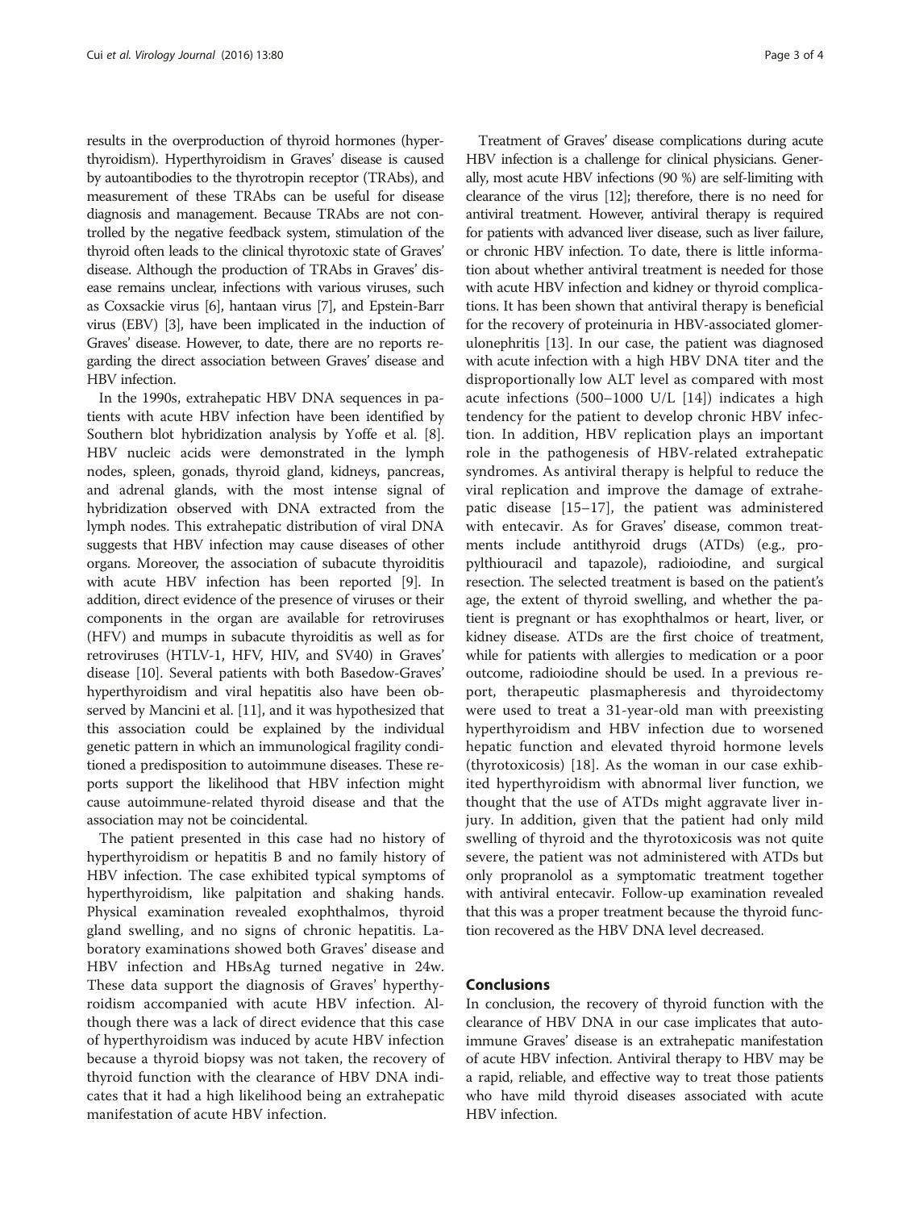results in the overproduction of thyroid hormones (hyperthyroidism). Hyperthyroidism in Graves' disease is caused by autoantibodies to the thyrotropin receptor (TRAbs), and measurement of these TRAbs can be useful for disease diagnosis and management. Because TRAbs are not controlled by the negative feedback system, stimulation of the thyroid often leads to the clinical thyrotoxic state of Graves' disease. Although the production of TRAbs in Graves' disease remains unclear, infections with various viruses, such as Coxsackie virus [6], hantaan virus [7], and Epstein-Barr virus (EBV) [3], have been implicated in the induction of Graves' disease. However, to date, there are no reports regarding the direct association between Graves' disease and HBV infection.

In the 1990s, extrahepatic HBV DNA sequences in patients with acute HBV infection have been identified by Southern blot hybridization analysis by Yoffe et al. [8]. HBV nucleic acids were demonstrated in the lymph nodes, spleen, gonads, thyroid gland, kidneys, pancreas, and adrenal glands, with the most intense signal of hybridization observed with DNA extracted from the lymph nodes. This extrahepatic distribution of viral DNA suggests that HBV infection may cause diseases of other organs. Moreover, the association of subacute thyroiditis with acute HBV infection has been reported [9]. In addition, direct evidence of the presence of viruses or their components in the organ are available for retroviruses (HFV) and mumps in subacute thyroiditis as well as for retroviruses (HTLV-1, HFV, HIV, and SV40) in Graves' disease [10]. Several patients with both Basedow-Graves' hyperthyroidism and viral hepatitis also have been observed by Mancini et al. [11], and it was hypothesized that this association could be explained by the individual genetic pattern in which an immunological fragility conditioned a predisposition to autoimmune diseases. These reports support the likelihood that HBV infection might cause autoimmune-related thyroid disease and that the association may not be coincidental.

The patient presented in this case had no history of hyperthyroidism or hepatitis B and no family history of HBV infection. The case exhibited typical symptoms of hyperthyroidism, like palpitation and shaking hands. Physical examination revealed exophthalmos, thyroid gland swelling, and no signs of chronic hepatitis. Laboratory examinations showed both Graves' disease and HBV infection and HBsAg turned negative in 24w. These data support the diagnosis of Graves' hyperthyroidism accompanied with acute HBV infection. Although there was a lack of direct evidence that this case of hyperthyroidism was induced by acute HBV infection because a thyroid biopsy was not taken, the recovery of thyroid function with the clearance of HBV DNA indicates that it had a high likelihood being an extrahepatic manifestation of acute HBV infection.

Treatment of Graves' disease complications during acute HBV infection is a challenge for clinical physicians. Generally, most acute HBV infections (90 %) are self-limiting with clearance of the virus [12]; therefore, there is no need for antiviral treatment. However, antiviral therapy is required for patients with advanced liver disease, such as liver failure, or chronic HBV infection. To date, there is little information about whether antiviral treatment is needed for those with acute HBV infection and kidney or thyroid complications. It has been shown that antiviral therapy is beneficial for the recovery of proteinuria in HBV-associated glomerulonephritis [13]. In our case, the patient was diagnosed with acute infection with a high HBV DNA titer and the disproportionally low ALT level as compared with most acute infections (500–1000 U/L [14]) indicates a high tendency for the patient to develop chronic HBV infection. In addition, HBV replication plays an important role in the pathogenesis of HBV-related extrahepatic syndromes. As antiviral therapy is helpful to reduce the viral replication and improve the damage of extrahepatic disease [15–17], the patient was administered with entecavir. As for Graves' disease, common treatments include antithyroid drugs (ATDs) (e.g., propylthiouracil and tapazole), radioiodine, and surgical resection. The selected treatment is based on the patient's age, the extent of thyroid swelling, and whether the patient is pregnant or has exophthalmos or heart, liver, or kidney disease. ATDs are the first choice of treatment, while for patients with allergies to medication or a poor outcome, radioiodine should be used. In a previous report, therapeutic plasmapheresis and thyroidectomy were used to treat a 31-year-old man with preexisting hyperthyroidism and HBV infection due to worsened hepatic function and elevated thyroid hormone levels (thyrotoxicosis) [18]. As the woman in our case exhibited hyperthyroidism with abnormal liver function, we thought that the use of ATDs might aggravate liver injury. In addition, given that the patient had only mild swelling of thyroid and the thyrotoxicosis was not quite severe, the patient was not administered with ATDs but only propranolol as a symptomatic treatment together with antiviral entecavir. Follow-up examination revealed that this was a proper treatment because the thyroid function recovered as the HBV DNA level decreased.

## Conclusions

In conclusion, the recovery of thyroid function with the clearance of HBV DNA in our case implicates that autoimmune Graves' disease is an extrahepatic manifestation of acute HBV infection. Antiviral therapy to HBV may be a rapid, reliable, and effective way to treat those patients who have mild thyroid diseases associated with acute HBV infection.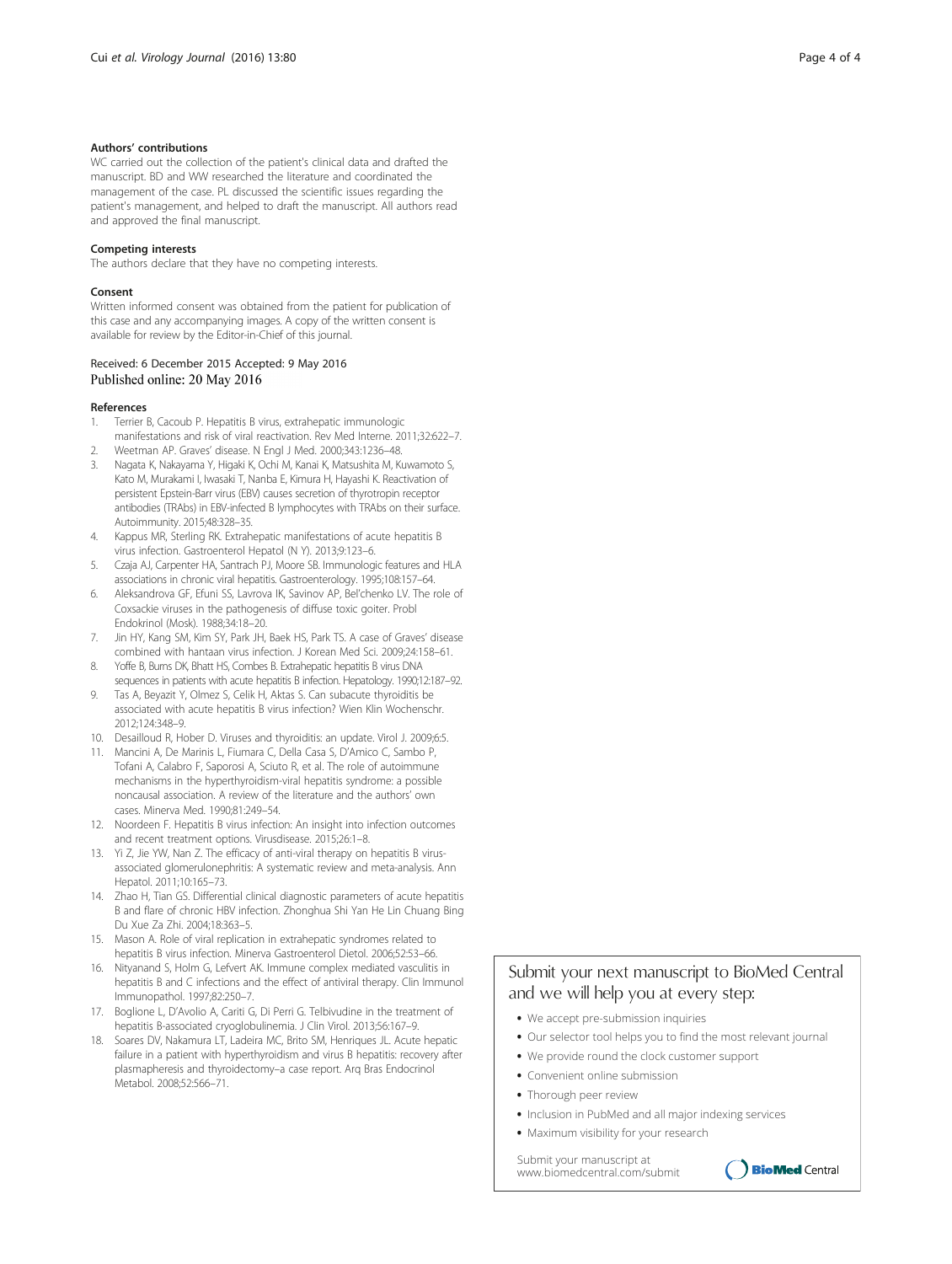### Authors' contributions

WC carried out the collection of the patient's clinical data and drafted the manuscript. BD and WW researched the literature and coordinated the management of the case. PL discussed the scientific issues regarding the patient's management, and helped to draft the manuscript. All authors read and approved the final manuscript.

### Competing interests

The authors declare that they have no competing interests.

### Consent

Written informed consent was obtained from the patient for publication of this case and any accompanying images. A copy of the written consent is available for review by the Editor-in-Chief of this journal.

Received: 6 December 2015 Accepted: 9 May 2016
Published online: 20 May 2016

### References

1. Terrier B, Cacoub P. Hepatitis B virus, extrahepatic immunologic manifestations and risk of viral reactivation. Rev Med Interne. 2011;32:622–7.
2. Weetman AP. Graves' disease. N Engl J Med. 2000;343:1236–48.
3. Nagata K, Nakayama Y, Higaki K, Ochi M, Kanai K, Matsushita M, Kuwamoto S, Kato M, Murakami I, Iwasaki T, Nanba E, Kimura H, Hayashi K. Reactivation of persistent Epstein-Barr virus (EBV) causes secretion of thyrotropin receptor antibodies (TRAbs) in EBV-infected B lymphocytes with TRAbs on their surface. Autoimmunity. 2015;48:328–35.
4. Kappus MR, Sterling RK. Extrahepatic manifestations of acute hepatitis B virus infection. Gastroenterol Hepatol (N Y). 2013;9:123–6.
5. Czaja AJ, Carpenter HA, Santrach PJ, Moore SB. Immunologic features and HLA associations in chronic viral hepatitis. Gastroenterology. 1995;108:157–64.
6. Aleksandrova GF, Efuni SS, Lavrova IK, Savinov AP, Bel'chenko LV. The role of Coxsackie viruses in the pathogenesis of diffuse toxic goiter. Probl Endokrinol (Mosk). 1988;34:18–20.
7. Jin HY, Kang SM, Kim SY, Park JH, Baek HS, Park TS. A case of Graves' disease combined with hantaan virus infection. J Korean Med Sci. 2009;24:158–61.
8. Yoffe B, Burns DK, Bhatt HS, Combes B. Extrahepatic hepatitis B virus DNA sequences in patients with acute hepatitis B infection. Hepatology. 1990;12:187–92.
9. Tas A, Beyazit Y, Olmez S, Celik H, Aktas S. Can subacute thyroiditis be associated with acute hepatitis B virus infection? Wien Klin Wochenschr. 2012;124:348–9.
10. Desailloud R, Hober D. Viruses and thyroiditis: an update. Virol J. 2009;6:5.
11. Mancini A, De Marinis L, Fiumara C, Della Casa S, D'Amico C, Sambo P, Tofani A, Calabro F, Saporosi A, Sciuto R, et al. The role of autoimmune mechanisms in the hyperthyroidism-viral hepatitis syndrome: a possible noncausal association. A review of the literature and the authors' own cases. Minerva Med. 1990;81:249–54.
12. Noordeen F. Hepatitis B virus infection: An insight into infection outcomes and recent treatment options. Virusdisease. 2015;26:1–8.
13. Yi Z, Jie YW, Nan Z. The efficacy of anti-viral therapy on hepatitis B virus-associated glomerulonephritis: A systematic review and meta-analysis. Ann Hepatol. 2011;10:165–73.
14. Zhao H, Tian GS. Differential clinical diagnostic parameters of acute hepatitis B and flare of chronic HBV infection. Zhonghua Shi Yan He Lin Chuang Bing Du Xue Za Zhi. 2004;18:363–5.
15. Mason A. Role of viral replication in extrahepatic syndromes related to hepatitis B virus infection. Minerva Gastroenterol Dietol. 2006;52:53–66.
16. Nityanand S, Holm G, Lefvert AK. Immune complex mediated vasculitis in hepatitis B and C infections and the effect of antiviral therapy. Clin Immunol Immunopathol. 1997;82:250–7.
17. Boglione L, D'Avolio A, Cariti G, Di Perri G. Telbivudine in the treatment of hepatitis B-associated cryoglobulinemia. J Clin Virol. 2013;56:167–9.
18. Soares DV, Nakamura LT, Ladeira MC, Brito SM, Henriques JL. Acute hepatic failure in a patient with hyperthyroidism and virus B hepatitis: recovery after plasmapheresis and thyroidectomy–a case report. Arq Bras Endocrinol Metabol. 2008;52:566–71.

Submit your next manuscript to BioMed Central and we will help you at every step:

- We accept pre-submission inquiries
- Our selector tool helps you to find the most relevant journal
- We provide round the clock customer support
- Convenient online submission
- Thorough peer review
- Inclusion in PubMed and all major indexing services
- Maximum visibility for your research

Submit your manuscript at
www.biomedcentral.com/submit

BioMed Central